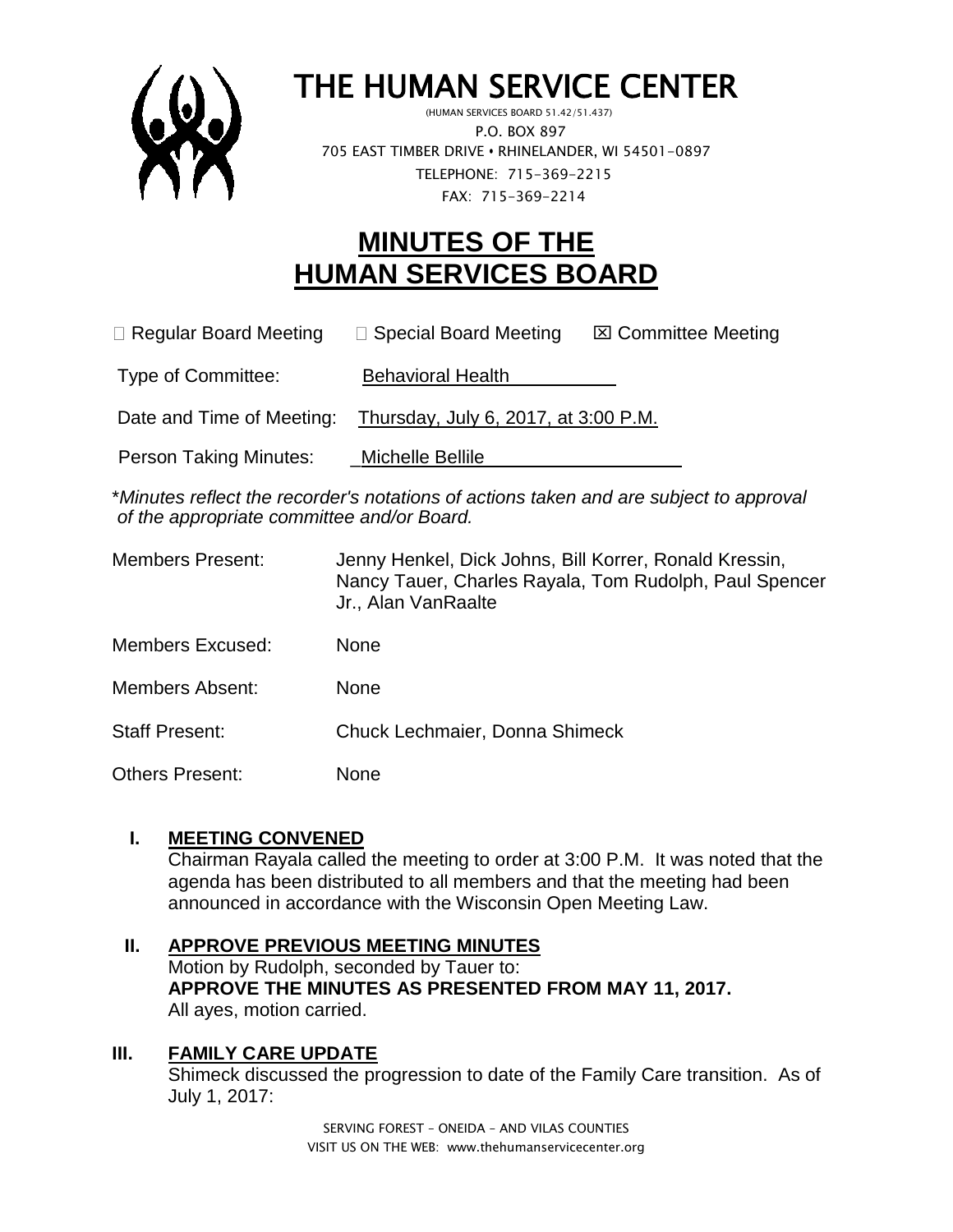# THE HUMAN SERVICE CENTER

(HUMAN SERVICES BOARD 51.42/51.437)
P.O. BOX 897
705 EAST TIMBER DRIVE • RHINELANDER, WI 54501-0897
TELEPHONE: 715-369-2215
FAX: 715-369-2214

# MINUTES OF THE HUMAN SERVICES BOARD

☐ Regular Board Meeting ☐ Special Board Meeting ☒ Committee Meeting

Type of Committee: Behavioral Health

Date and Time of Meeting: Thursday, July 6, 2017, at 3:00 P.M.

Person Taking Minutes: Michelle Bellile

\**Minutes reflect the recorder's notations of actions taken and are subject to approval of the appropriate committee and/or Board.*

Members Present: Jenny Henkel, Dick Johns, Bill Korrer, Ronald Kressin, Nancy Tauer, Charles Rayala, Tom Rudolph, Paul Spencer Jr., Alan VanRaalte

Members Excused: None

Members Absent: None

Staff Present: Chuck Lechmaier, Donna Shimeck

Others Present: None

## I. MEETING CONVENED

Chairman Rayala called the meeting to order at 3:00 P.M. It was noted that the agenda has been distributed to all members and that the meeting had been announced in accordance with the Wisconsin Open Meeting Law.

## II. APPROVE PREVIOUS MEETING MINUTES

Motion by Rudolph, seconded by Tauer to:
**APPROVE THE MINUTES AS PRESENTED FROM MAY 11, 2017.**
All ayes, motion carried.

## III. FAMILY CARE UPDATE

Shimeck discussed the progression to date of the Family Care transition. As of July 1, 2017: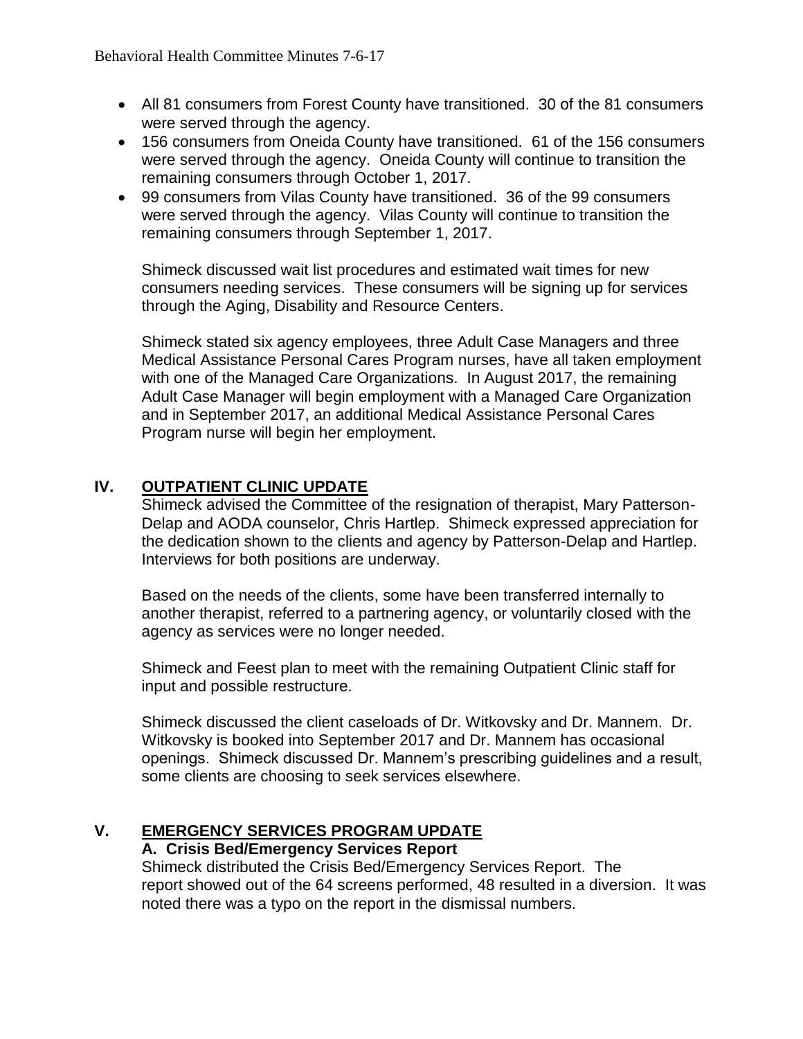- All 81 consumers from Forest County have transitioned. 30 of the 81 consumers were served through the agency.
- 156 consumers from Oneida County have transitioned. 61 of the 156 consumers were served through the agency. Oneida County will continue to transition the remaining consumers through October 1, 2017.
- 99 consumers from Vilas County have transitioned. 36 of the 99 consumers were served through the agency. Vilas County will continue to transition the remaining consumers through September 1, 2017.

  Shimeck discussed wait list procedures and estimated wait times for new consumers needing services. These consumers will be signing up for services through the Aging, Disability and Resource Centers.

  Shimeck stated six agency employees, three Adult Case Managers and three Medical Assistance Personal Cares Program nurses, have all taken employment with one of the Managed Care Organizations. In August 2017, the remaining Adult Case Manager will begin employment with a Managed Care Organization and in September 2017, an additional Medical Assistance Personal Cares Program nurse will begin her employment.

## IV. OUTPATIENT CLINIC UPDATE

Shimeck advised the Committee of the resignation of therapist, Mary Patterson-Delap and AODA counselor, Chris Hartlep. Shimeck expressed appreciation for the dedication shown to the clients and agency by Patterson-Delap and Hartlep. Interviews for both positions are underway.

Based on the needs of the clients, some have been transferred internally to another therapist, referred to a partnering agency, or voluntarily closed with the agency as services were no longer needed.

Shimeck and Feest plan to meet with the remaining Outpatient Clinic staff for input and possible restructure.

Shimeck discussed the client caseloads of Dr. Witkovsky and Dr. Mannem. Dr. Witkovsky is booked into September 2017 and Dr. Mannem has occasional openings. Shimeck discussed Dr. Mannem's prescribing guidelines and a result, some clients are choosing to seek services elsewhere.

## V. EMERGENCY SERVICES PROGRAM UPDATE

### A. Crisis Bed/Emergency Services Report

Shimeck distributed the Crisis Bed/Emergency Services Report. The report showed out of the 64 screens performed, 48 resulted in a diversion. It was noted there was a typo on the report in the dismissal numbers.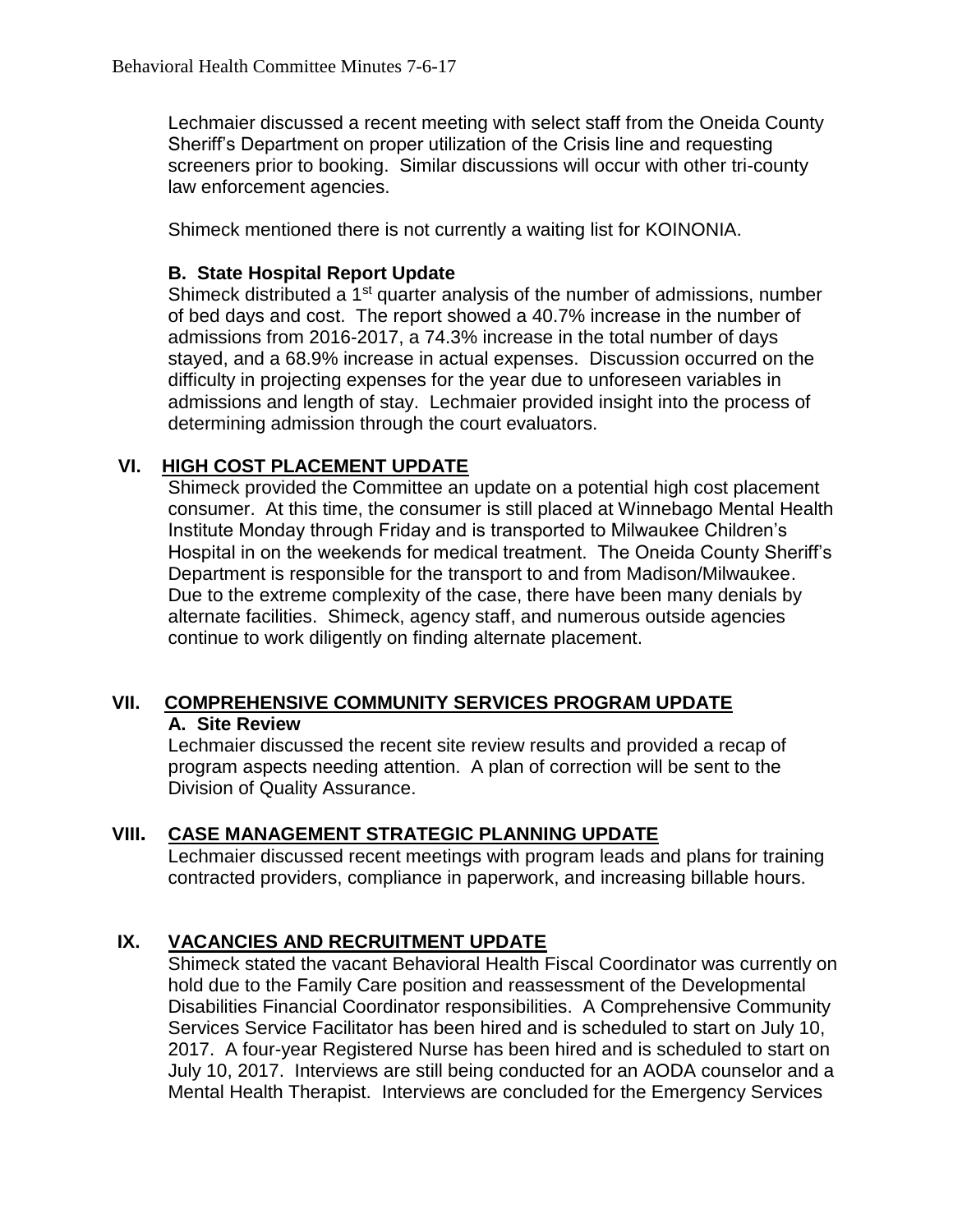Lechmaier discussed a recent meeting with select staff from the Oneida County Sheriff's Department on proper utilization of the Crisis line and requesting screeners prior to booking. Similar discussions will occur with other tri-county law enforcement agencies.

Shimeck mentioned there is not currently a waiting list for KOINONIA.

**B. State Hospital Report Update**

Shimeck distributed a 1st quarter analysis of the number of admissions, number of bed days and cost. The report showed a 40.7% increase in the number of admissions from 2016-2017, a 74.3% increase in the total number of days stayed, and a 68.9% increase in actual expenses. Discussion occurred on the difficulty in projecting expenses for the year due to unforeseen variables in admissions and length of stay. Lechmaier provided insight into the process of determining admission through the court evaluators.

## VI. HIGH COST PLACEMENT UPDATE

Shimeck provided the Committee an update on a potential high cost placement consumer. At this time, the consumer is still placed at Winnebago Mental Health Institute Monday through Friday and is transported to Milwaukee Children's Hospital in on the weekends for medical treatment. The Oneida County Sheriff's Department is responsible for the transport to and from Madison/Milwaukee. Due to the extreme complexity of the case, there have been many denials by alternate facilities. Shimeck, agency staff, and numerous outside agencies continue to work diligently on finding alternate placement.

## VII. COMPREHENSIVE COMMUNITY SERVICES PROGRAM UPDATE

**A. Site Review**

Lechmaier discussed the recent site review results and provided a recap of program aspects needing attention. A plan of correction will be sent to the Division of Quality Assurance.

## VIII. CASE MANAGEMENT STRATEGIC PLANNING UPDATE

Lechmaier discussed recent meetings with program leads and plans for training contracted providers, compliance in paperwork, and increasing billable hours.

## IX. VACANCIES AND RECRUITMENT UPDATE

Shimeck stated the vacant Behavioral Health Fiscal Coordinator was currently on hold due to the Family Care position and reassessment of the Developmental Disabilities Financial Coordinator responsibilities. A Comprehensive Community Services Service Facilitator has been hired and is scheduled to start on July 10, 2017. A four-year Registered Nurse has been hired and is scheduled to start on July 10, 2017. Interviews are still being conducted for an AODA counselor and a Mental Health Therapist. Interviews are concluded for the Emergency Services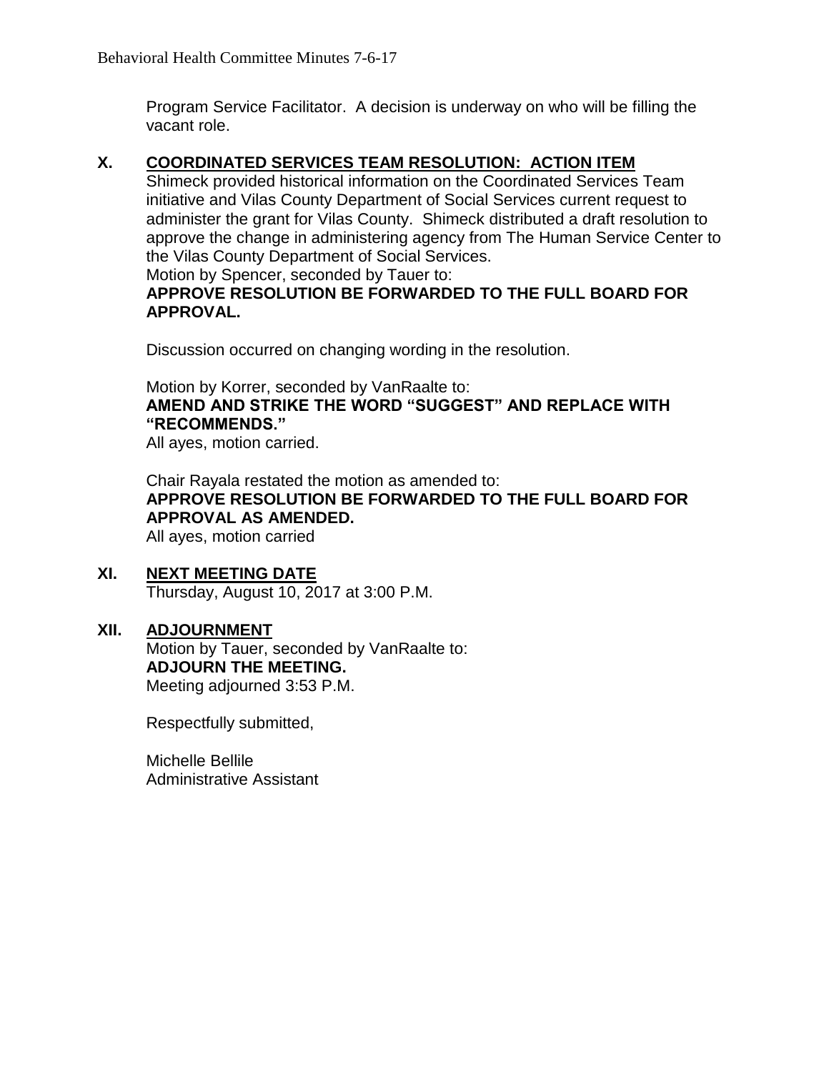Program Service Facilitator. A decision is underway on who will be filling the vacant role.

## X. COORDINATED SERVICES TEAM RESOLUTION: ACTION ITEM

Shimeck provided historical information on the Coordinated Services Team initiative and Vilas County Department of Social Services current request to administer the grant for Vilas County. Shimeck distributed a draft resolution to approve the change in administering agency from The Human Service Center to the Vilas County Department of Social Services.

Motion by Spencer, seconded by Tauer to:
**APPROVE RESOLUTION BE FORWARDED TO THE FULL BOARD FOR APPROVAL.**

Discussion occurred on changing wording in the resolution.

Motion by Korrer, seconded by VanRaalte to:
**AMEND AND STRIKE THE WORD "SUGGEST" AND REPLACE WITH "RECOMMENDS."**
All ayes, motion carried.

Chair Rayala restated the motion as amended to:
**APPROVE RESOLUTION BE FORWARDED TO THE FULL BOARD FOR APPROVAL AS AMENDED.**
All ayes, motion carried

## XI. NEXT MEETING DATE

Thursday, August 10, 2017 at 3:00 P.M.

## XII. ADJOURNMENT

Motion by Tauer, seconded by VanRaalte to:
**ADJOURN THE MEETING.**
Meeting adjourned 3:53 P.M.

Respectfully submitted,

Michelle Bellile
Administrative Assistant